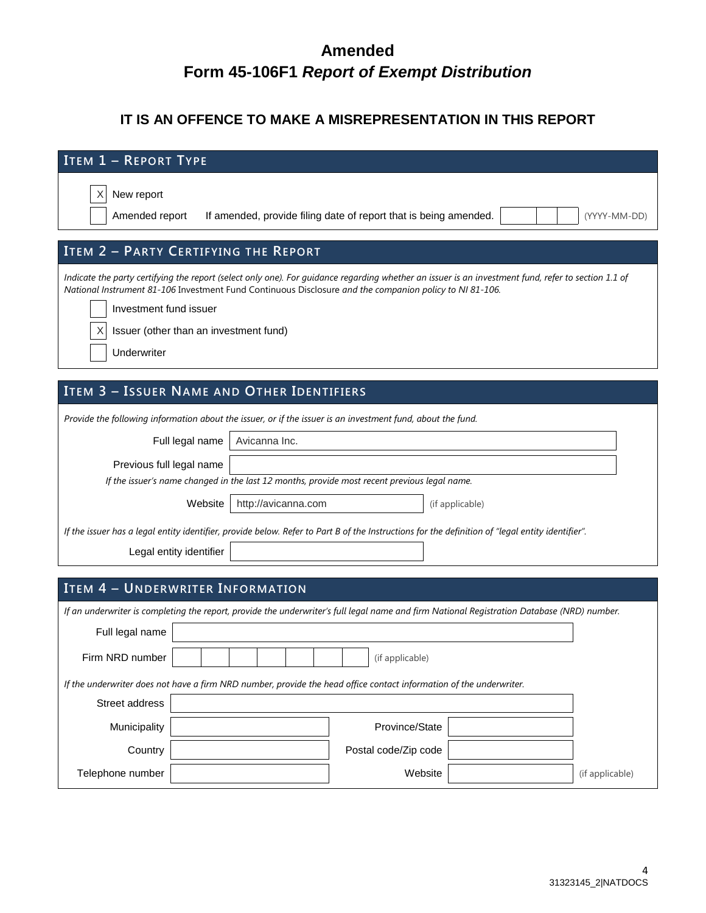# Amended
# Form 45-106F1 *Report of Exempt Distribution*

## IT IS AN OFFENCE TO MAKE A MISREPRESENTATION IN THIS REPORT

### ITEM 1 – REPORT TYPE

- [X] New report
- [ ] Amended report — If amended, provide filing date of report that is being amended. ____ (YYYY-MM-DD)

### ITEM 2 – PARTY CERTIFYING THE REPORT

*Indicate the party certifying the report (select only one). For guidance regarding whether an issuer is an investment fund, refer to section 1.1 of National Instrument 81-106* Investment Fund Continuous Disclosure *and the companion policy to NI 81-106.*

- [ ] Investment fund issuer
- [X] Issuer (other than an investment fund)
- [ ] Underwriter

### ITEM 3 – ISSUER NAME AND OTHER IDENTIFIERS

*Provide the following information about the issuer, or if the issuer is an investment fund, about the fund.*

| | |
|---|---|
| Full legal name | Avicanna Inc. |
| Previous full legal name | |

*If the issuer's name changed in the last 12 months, provide most recent previous legal name.*

| | | |
|---|---|---|
| Website | http://avicanna.com | (if applicable) |

*If the issuer has a legal entity identifier, provide below. Refer to Part B of the Instructions for the definition of "legal entity identifier".*

| | |
|---|---|
| Legal entity identifier | |

### ITEM 4 – UNDERWRITER INFORMATION

*If an underwriter is completing the report, provide the underwriter's full legal name and firm National Registration Database (NRD) number.*

| | | |
|---|---|---|
| Full legal name | | |
| Firm NRD number | | (if applicable) |

*If the underwriter does not have a firm NRD number, provide the head office contact information of the underwriter.*

| | | | | |
|---|---|---|---|---|
| Street address | | | | |
| Municipality | | Province/State | | |
| Country | | Postal code/Zip code | | |
| Telephone number | | Website | | (if applicable) |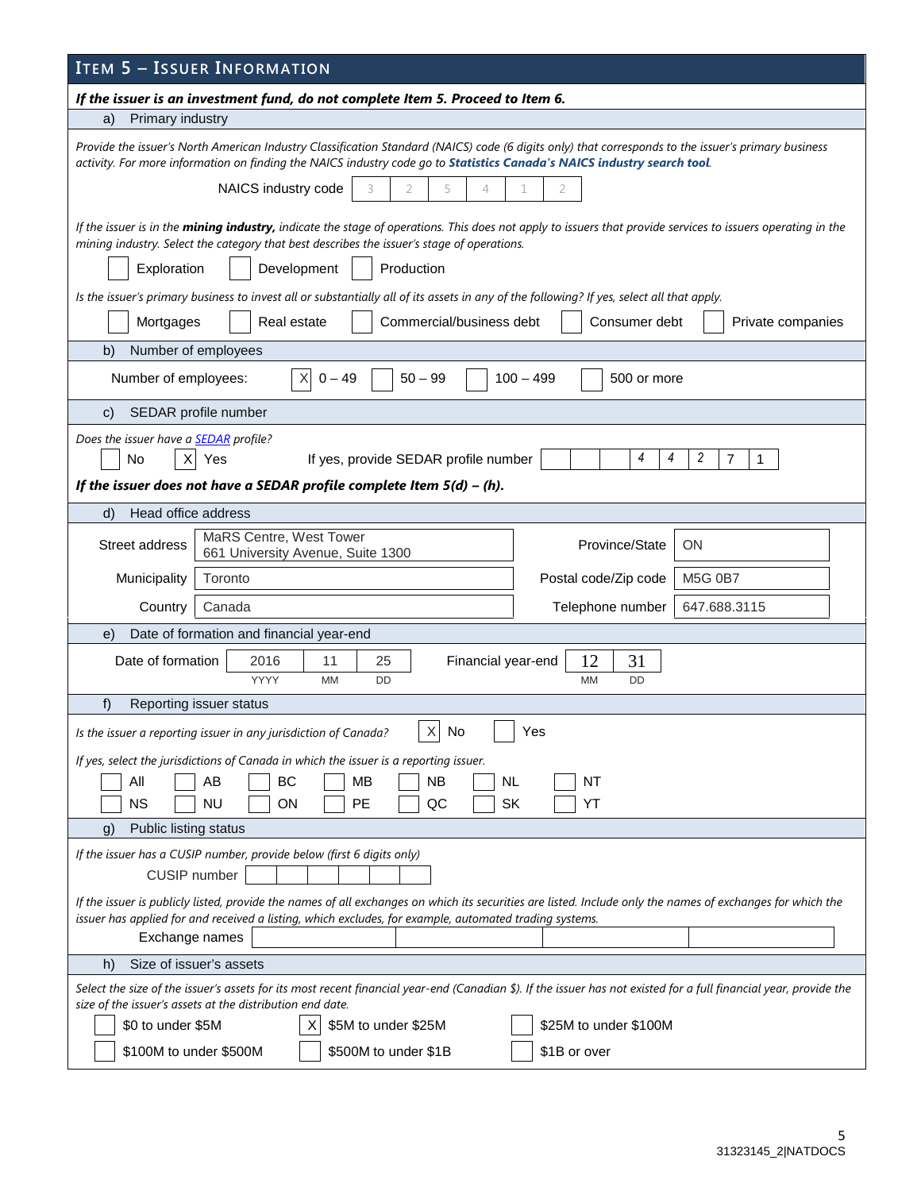## ITEM 5 – ISSUER INFORMATION

***If the issuer is an investment fund, do not complete Item 5. Proceed to Item 6.***

### a) Primary industry

*Provide the issuer's North American Industry Classification Standard (NAICS) code (6 digits only) that corresponds to the issuer's primary business activity. For more information on finding the NAICS industry code go to* ***Statistics Canada's NAICS industry search tool****.*

NAICS industry code: 3 2 5 4 1 2

*If the issuer is in the* ***mining industry,*** *indicate the stage of operations. This does not apply to issuers that provide services to issuers operating in the mining industry. Select the category that best describes the issuer's stage of operations.*

☐ Exploration ☐ Development ☐ Production

*Is the issuer's primary business to invest all or substantially all of its assets in any of the following? If yes, select all that apply.*

☐ Mortgages ☐ Real estate ☐ Commercial/business debt ☐ Consumer debt ☐ Private companies

### b) Number of employees

Number of employees: ☒ 0 – 49 ☐ 50 – 99 ☐ 100 – 499 ☐ 500 or more

### c) SEDAR profile number

*Does the issuer have a SEDAR profile?*

☐ No ☒ Yes If yes, provide SEDAR profile number: 4 4 2 7 1

***If the issuer does not have a SEDAR profile complete Item 5(d) – (h).***

### d) Head office address

| | | | |
|---|---|---|---|
| Street address | MaRS Centre, West Tower<br>661 University Avenue, Suite 1300 | Province/State | ON |
| Municipality | Toronto | Postal code/Zip code | M5G 0B7 |
| Country | Canada | Telephone number | 647.688.3115 |

### e) Date of formation and financial year-end

Date of formation: 2016 (YYYY) 11 (MM) 25 (DD) Financial year-end: 12 (MM) 31 (DD)

### f) Reporting issuer status

*Is the issuer a reporting issuer in any jurisdiction of Canada?* ☒ No ☐ Yes

*If yes, select the jurisdictions of Canada in which the issuer is a reporting issuer.*

☐ All ☐ AB ☐ BC ☐ MB ☐ NB ☐ NL ☐ NT
☐ NS ☐ NU ☐ ON ☐ PE ☐ QC ☐ SK ☐ YT

### g) Public listing status

*If the issuer has a CUSIP number, provide below (first 6 digits only)*

CUSIP number: 

*If the issuer is publicly listed, provide the names of all exchanges on which its securities are listed. Include only the names of exchanges for which the issuer has applied for and received a listing, which excludes, for example, automated trading systems.*

Exchange names: 

### h) Size of issuer's assets

*Select the size of the issuer's assets for its most recent financial year-end (Canadian $). If the issuer has not existed for a full financial year, provide the size of the issuer's assets at the distribution end date.*

☐ $0 to under $5M ☒ $5M to under $25M ☐ $25M to under $100M
☐ $100M to under $500M ☐ $500M to under $1B ☐ $1B or over

31323145_2|NATDOCS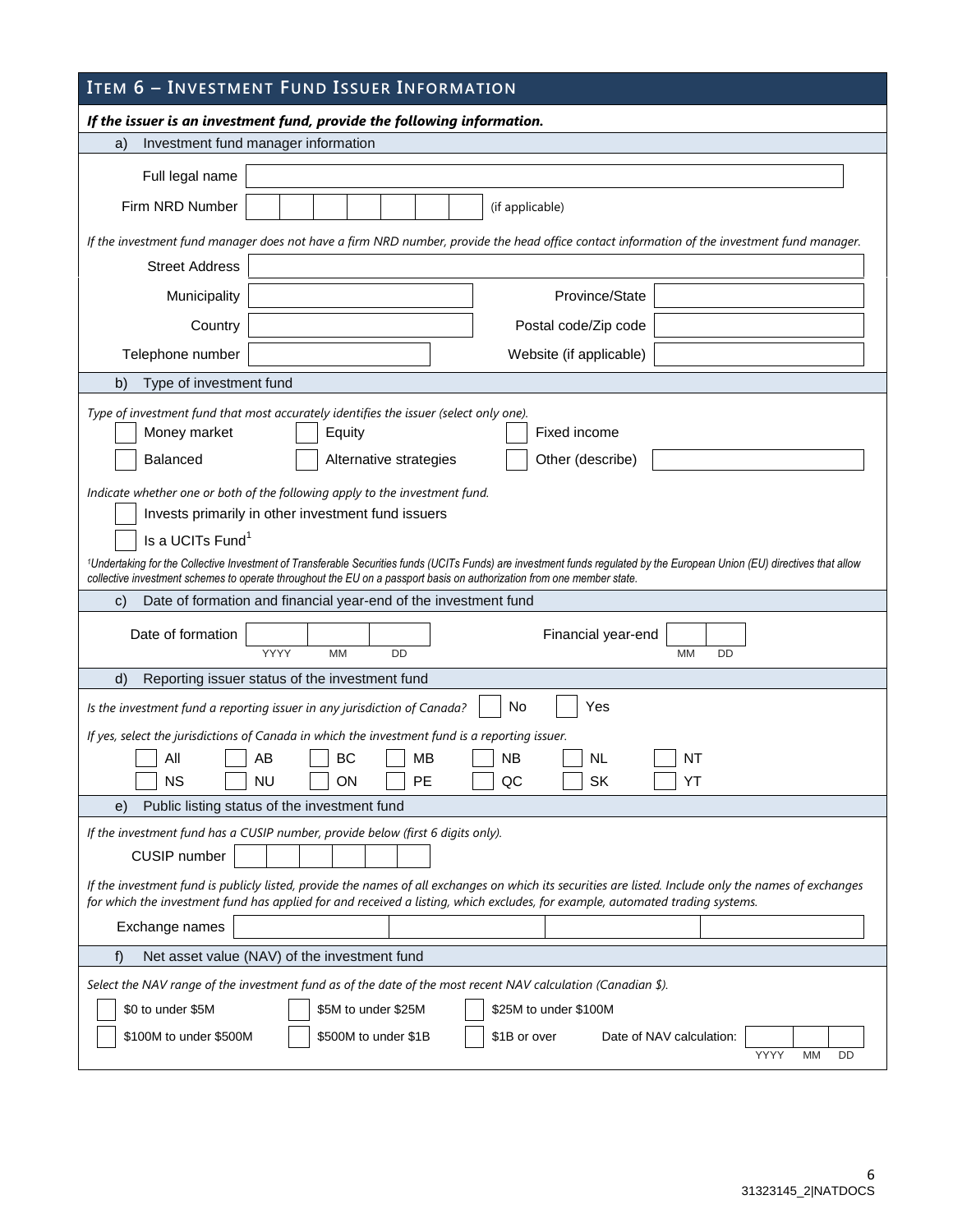## ITEM 6 – INVESTMENT FUND ISSUER INFORMATION

***If the issuer is an investment fund, provide the following information.***

a) Investment fund manager information

Full legal name

Firm NRD Number (if applicable)

*If the investment fund manager does not have a firm NRD number, provide the head office contact information of the investment fund manager.*

Street Address

Municipality

Province/State

Country

Postal code/Zip code

Telephone number

Website (if applicable)

b) Type of investment fund

*Type of investment fund that most accurately identifies the issuer (select only one).*

- ☐ Money market
- ☐ Equity
- ☐ Fixed income
- ☐ Balanced
- ☐ Alternative strategies
- ☐ Other (describe)

*Indicate whether one or both of the following apply to the investment fund.*

- ☐ Invests primarily in other investment fund issuers
- ☐ Is a UCITs Fund[1]

*[1]Undertaking for the Collective Investment of Transferable Securities funds (UCITs Funds) are investment funds regulated by the European Union (EU) directives that allow collective investment schemes to operate throughout the EU on a passport basis on authorization from one member state.*

c) Date of formation and financial year-end of the investment fund

Date of formation (YYYY MM DD)

Financial year-end (MM DD)

d) Reporting issuer status of the investment fund

*Is the investment fund a reporting issuer in any jurisdiction of Canada?* ☐ No ☐ Yes

*If yes, select the jurisdictions of Canada in which the investment fund is a reporting issuer.*

| | | | | | | |
|---|---|---|---|---|---|---|
| ☐ All | ☐ AB | ☐ BC | ☐ MB | ☐ NB | ☐ NL | ☐ NT |
| ☐ NS | ☐ NU | ☐ ON | ☐ PE | ☐ QC | ☐ SK | ☐ YT |

e) Public listing status of the investment fund

*If the investment fund has a CUSIP number, provide below (first 6 digits only).*

CUSIP number

*If the investment fund is publicly listed, provide the names of all exchanges on which its securities are listed. Include only the names of exchanges for which the investment fund has applied for and received a listing, which excludes, for example, automated trading systems.*

Exchange names

f) Net asset value (NAV) of the investment fund

*Select the NAV range of the investment fund as of the date of the most recent NAV calculation (Canadian $).*

- ☐ $0 to under $5M
- ☐ $5M to under $25M
- ☐ $25M to under $100M
- ☐ $100M to under $500M
- ☐ $500M to under $1B
- ☐ $1B or over

Date of NAV calculation: (YYYY MM DD)

31323145_2|NATDOCS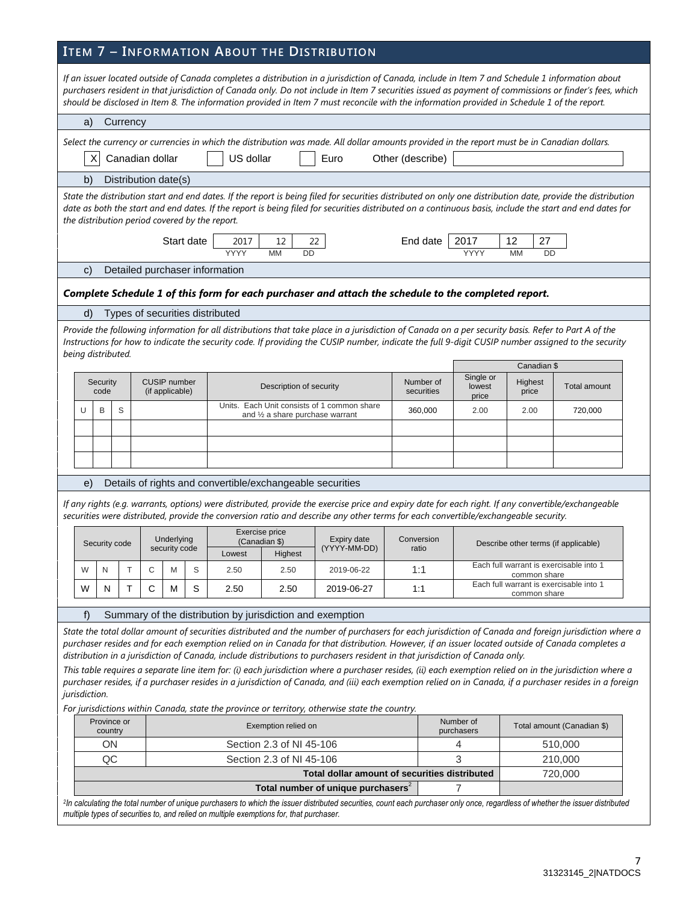## ITEM 7 – INFORMATION ABOUT THE DISTRIBUTION

*If an issuer located outside of Canada completes a distribution in a jurisdiction of Canada, include in Item 7 and Schedule 1 information about purchasers resident in that jurisdiction of Canada only. Do not include in Item 7 securities issued as payment of commissions or finder's fees, which should be disclosed in Item 8. The information provided in Item 7 must reconcile with the information provided in Schedule 1 of the report.*

### a) Currency

*Select the currency or currencies in which the distribution was made. All dollar amounts provided in the report must be in Canadian dollars.*

[X] Canadian dollar [ ] US dollar [ ] Euro Other (describe) [ ]

### b) Distribution date(s)

*State the distribution start and end dates. If the report is being filed for securities distributed on only one distribution date, provide the distribution date as both the start and end dates. If the report is being filed for securities distributed on a continuous basis, include the start and end dates for the distribution period covered by the report.*

| | YYYY | MM | DD |
|---|---|---|---|
| Start date | 2017 | 12 | 22 |
| End date | 2017 | 12 | 27 |

### c) Detailed purchaser information

***Complete Schedule 1 of this form for each purchaser and attach the schedule to the completed report.***

### d) Types of securities distributed

*Provide the following information for all distributions that take place in a jurisdiction of Canada on a per security basis. Refer to Part A of the Instructions for how to indicate the security code. If providing the CUSIP number, indicate the full 9-digit CUSIP number assigned to the security being distributed.*

| Security code | CUSIP number (if applicable) | Description of security | Number of securities | Canadian $ Single or lowest price | Canadian $ Highest price | Canadian $ Total amount |
|---|---|---|---|---|---|---|
| U B S | | Units. Each Unit consists of 1 common share and ½ a share purchase warrant | 360,000 | 2.00 | 2.00 | 720,000 |
| | | | | | | |
| | | | | | | |
| | | | | | | |

### e) Details of rights and convertible/exchangeable securities

*If any rights (e.g. warrants, options) were distributed, provide the exercise price and expiry date for each right. If any convertible/exchangeable securities were distributed, provide the conversion ratio and describe any other terms for each convertible/exchangeable security.*

| Security code | Underlying security code | Exercise price (Canadian $) Lowest | Exercise price (Canadian $) Highest | Expiry date (YYYY-MM-DD) | Conversion ratio | Describe other terms (if applicable) |
|---|---|---|---|---|---|---|
| W N T | C M S | 2.50 | 2.50 | 2019-06-22 | 1:1 | Each full warrant is exercisable into 1 common share |
| W N T | C M S | 2.50 | 2.50 | 2019-06-27 | 1:1 | Each full warrant is exercisable into 1 common share |

### f) Summary of the distribution by jurisdiction and exemption

*State the total dollar amount of securities distributed and the number of purchasers for each jurisdiction of Canada and foreign jurisdiction where a purchaser resides and for each exemption relied on in Canada for that distribution. However, if an issuer located outside of Canada completes a distribution in a jurisdiction of Canada, include distributions to purchasers resident in that jurisdiction of Canada only.*

*This table requires a separate line item for: (i) each jurisdiction where a purchaser resides, (ii) each exemption relied on in the jurisdiction where a purchaser resides, if a purchaser resides in a jurisdiction of Canada, and (iii) each exemption relied on in Canada, if a purchaser resides in a foreign jurisdiction.*

*For jurisdictions within Canada, state the province or territory, otherwise state the country.*

| Province or country | Exemption relied on | Number of purchasers | Total amount (Canadian $) |
|---|---|---|---|
| ON | Section 2.3 of NI 45-106 | 4 | 510,000 |
| QC | Section 2.3 of NI 45-106 | 3 | 210,000 |
| | **Total dollar amount of securities distributed** | | 720,000 |
| | **Total number of unique purchasers[2]** | 7 | |

*[2]In calculating the total number of unique purchasers to which the issuer distributed securities, count each purchaser only once, regardless of whether the issuer distributed multiple types of securities to, and relied on multiple exemptions for, that purchaser.*

31323145_2|NATDOCS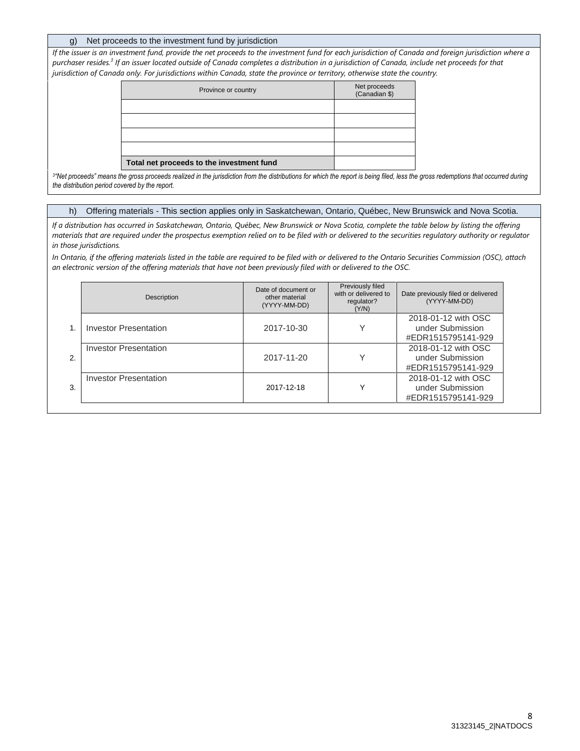## g) Net proceeds to the investment fund by jurisdiction

*If the issuer is an investment fund, provide the net proceeds to the investment fund for each jurisdiction of Canada and foreign jurisdiction where a purchaser resides.[3] If an issuer located outside of Canada completes a distribution in a jurisdiction of Canada, include net proceeds for that jurisdiction of Canada only. For jurisdictions within Canada, state the province or territory, otherwise state the country.*

| Province or country | Net proceeds (Canadian $) |
|---|---|
| | |
| | |
| | |
| | |
| **Total net proceeds to the investment fund** | |

*[3] "Net proceeds" means the gross proceeds realized in the jurisdiction from the distributions for which the report is being filed, less the gross redemptions that occurred during the distribution period covered by the report.*

## h) Offering materials - This section applies only in Saskatchewan, Ontario, Québec, New Brunswick and Nova Scotia.

*If a distribution has occurred in Saskatchewan, Ontario, Québec, New Brunswick or Nova Scotia, complete the table below by listing the offering materials that are required under the prospectus exemption relied on to be filed with or delivered to the securities regulatory authority or regulator in those jurisdictions.*

*In Ontario, if the offering materials listed in the table are required to be filed with or delivered to the Ontario Securities Commission (OSC), attach an electronic version of the offering materials that have not been previously filed with or delivered to the OSC.*

| | Description | Date of document or other material (YYYY-MM-DD) | Previously filed with or delivered to regulator? (Y/N) | Date previously filed or delivered (YYYY-MM-DD) |
|---|---|---|---|---|
| 1. | Investor Presentation | 2017-10-30 | Y | 2018-01-12 with OSC under Submission #EDR1515795141-929 |
| 2. | Investor Presentation | 2017-11-20 | Y | 2018-01-12 with OSC under Submission #EDR1515795141-929 |
| 3. | Investor Presentation | 2017-12-18 | Y | 2018-01-12 with OSC under Submission #EDR1515795141-929 |

31323145_2|NATDOCS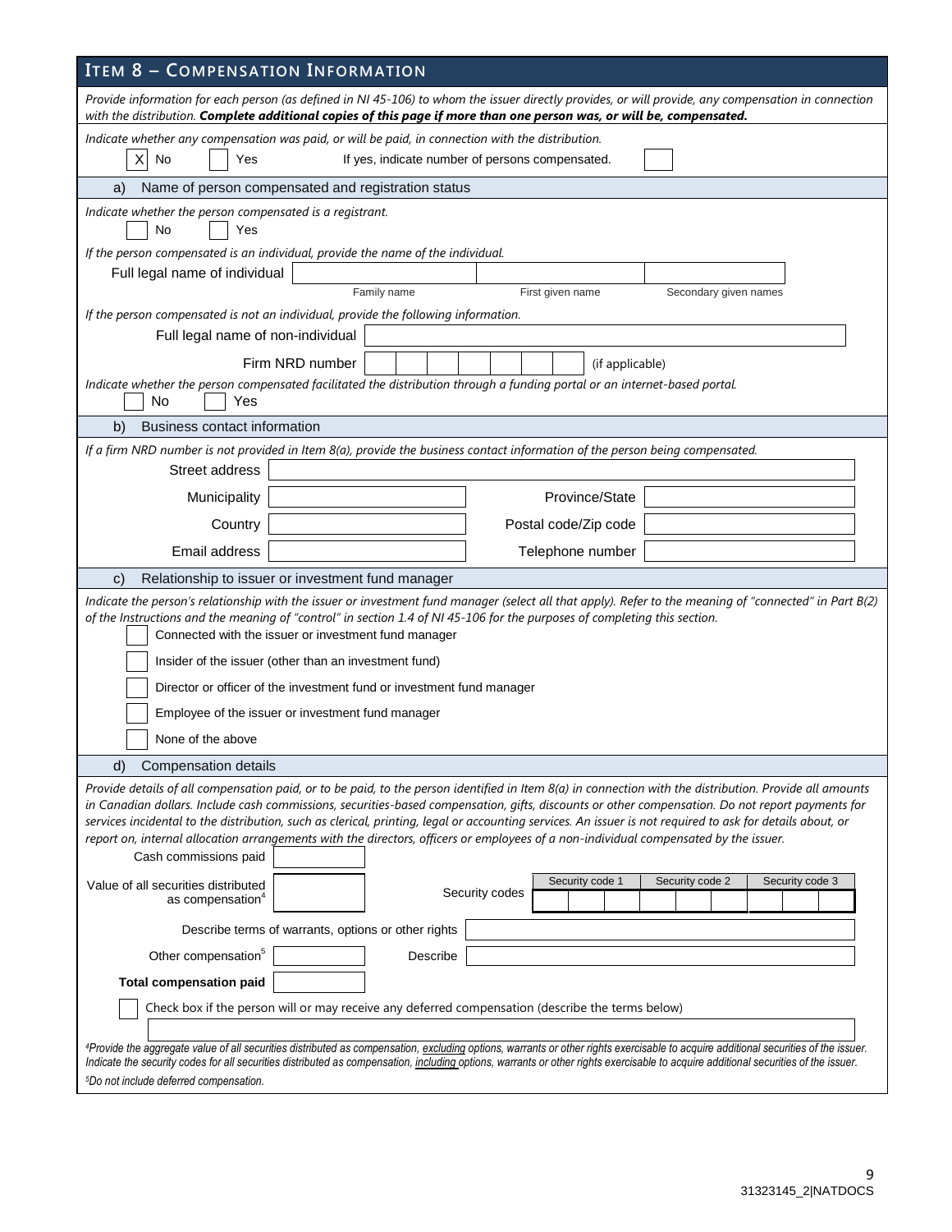## ITEM 8 – COMPENSATION INFORMATION

*Provide information for each person (as defined in NI 45-106) to whom the issuer directly provides, or will provide, any compensation in connection with the distribution.* ***Complete additional copies of this page if more than one person was, or will be, compensated.***

*Indicate whether any compensation was paid, or will be paid, in connection with the distribution.*

[X] No [ ] Yes If yes, indicate number of persons compensated. [ ]

### a) Name of person compensated and registration status

*Indicate whether the person compensated is a registrant.*

[ ] No [ ] Yes

*If the person compensated is an individual, provide the name of the individual.*

| Full legal name of individual | | | |
|---|---|---|---|
| | Family name | First given name | Secondary given names |

*If the person compensated is not an individual, provide the following information.*

Full legal name of non-individual: ______

Firm NRD number: ______ (if applicable)

*Indicate whether the person compensated facilitated the distribution through a funding portal or an internet-based portal.*

[ ] No [ ] Yes

### b) Business contact information

*If a firm NRD number is not provided in Item 8(a), provide the business contact information of the person being compensated.*

| | | | |
|---|---|---|---|
| Street address | | | |
| Municipality | | Province/State | |
| Country | | Postal code/Zip code | |
| Email address | | Telephone number | |

### c) Relationship to issuer or investment fund manager

*Indicate the person's relationship with the issuer or investment fund manager (select all that apply). Refer to the meaning of "connected" in Part B(2) of the Instructions and the meaning of "control" in section 1.4 of NI 45-106 for the purposes of completing this section.*

- [ ] Connected with the issuer or investment fund manager
- [ ] Insider of the issuer (other than an investment fund)
- [ ] Director or officer of the investment fund or investment fund manager
- [ ] Employee of the issuer or investment fund manager
- [ ] None of the above

### d) Compensation details

*Provide details of all compensation paid, or to be paid, to the person identified in Item 8(a) in connection with the distribution. Provide all amounts in Canadian dollars. Include cash commissions, securities-based compensation, gifts, discounts or other compensation. Do not report payments for services incidental to the distribution, such as clerical, printing, legal or accounting services. An issuer is not required to ask for details about, or report on, internal allocation arrangements with the directors, officers or employees of a non-individual compensated by the issuer.*

Cash commissions paid: ______

| Value of all securities distributed as compensation[4] | | Security codes | Security code 1 | Security code 2 | Security code 3 |
|---|---|---|---|---|---|
| | | | | | |

Describe terms of warrants, options or other rights: ______

Other compensation[5]: ______ Describe: ______

**Total compensation paid**: ______

[ ] Check box if the person will or may receive any deferred compensation (describe the terms below)

______

*[4]Provide the aggregate value of all securities distributed as compensation, excluding options, warrants or other rights exercisable to acquire additional securities of the issuer. Indicate the security codes for all securities distributed as compensation, including options, warrants or other rights exercisable to acquire additional securities of the issuer.*

*[5]Do not include deferred compensation.*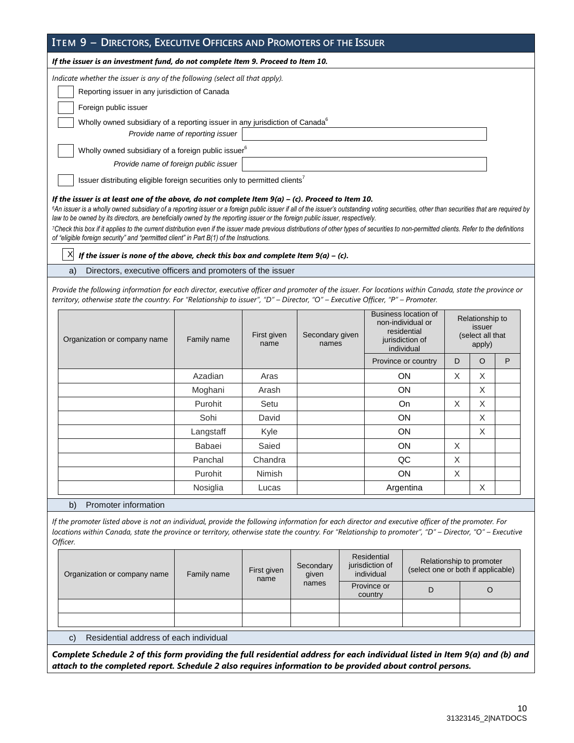## ITEM 9 – DIRECTORS, EXECUTIVE OFFICERS AND PROMOTERS OF THE ISSUER

***If the issuer is an investment fund, do not complete Item 9. Proceed to Item 10.***

*Indicate whether the issuer is any of the following (select all that apply).*

- [ ] Reporting issuer in any jurisdiction of Canada
- [ ] Foreign public issuer
- [ ] Wholly owned subsidiary of a reporting issuer in any jurisdiction of Canada[6]
  *Provide name of reporting issuer* ____________________
- [ ] Wholly owned subsidiary of a foreign public issuer[6]
  *Provide name of foreign public issuer* ____________________
- [ ] Issuer distributing eligible foreign securities only to permitted clients[7]

***If the issuer is at least one of the above, do not complete Item 9(a) – (c). Proceed to Item 10.***

*[6]An issuer is a wholly owned subsidiary of a reporting issuer or a foreign public issuer if all of the issuer's outstanding voting securities, other than securities that are required by law to be owned by its directors, are beneficially owned by the reporting issuer or the foreign public issuer, respectively.*

*[7]Check this box if it applies to the current distribution even if the issuer made previous distributions of other types of securities to non-permitted clients. Refer to the definitions of "eligible foreign security" and "permitted client" in Part B(1) of the Instructions.*

- [X] ***If the issuer is none of the above, check this box and complete Item 9(a) – (c).***

### a) Directors, executive officers and promoters of the issuer

*Provide the following information for each director, executive officer and promoter of the issuer. For locations within Canada, state the province or territory, otherwise state the country. For "Relationship to issuer", "D" – Director, "O" – Executive Officer, "P" – Promoter.*

| Organization or company name | Family name | First given name | Secondary given names | Business location of non-individual or residential jurisdiction of individual | Relationship to issuer (select all that apply) | | |
|---|---|---|---|---|---|---|---|
| | | | | Province or country | D | O | P |
| | Azadian | Aras | | ON | X | X | |
| | Moghani | Arash | | ON | | X | |
| | Purohit | Setu | | On | X | X | |
| | Sohi | David | | ON | | X | |
| | Langstaff | Kyle | | ON | | X | |
| | Babaei | Saied | | ON | X | | |
| | Panchal | Chandra | | QC | X | | |
| | Purohit | Nimish | | ON | X | | |
| | Nosiglia | Lucas | | Argentina | | X | |

### b) Promoter information

*If the promoter listed above is not an individual, provide the following information for each director and executive officer of the promoter. For locations within Canada, state the province or territory, otherwise state the country. For "Relationship to promoter", "D" – Director, "O" – Executive Officer.*

| Organization or company name | Family name | First given name | Secondary given names | Residential jurisdiction of individual | Relationship to promoter (select one or both if applicable) | |
|---|---|---|---|---|---|---|
| | | | | Province or country | D | O |
| | | | | | | |
| | | | | | | |

### c) Residential address of each individual

***Complete Schedule 2 of this form providing the full residential address for each individual listed in Item 9(a) and (b) and attach to the completed report. Schedule 2 also requires information to be provided about control persons.***

31323145_2|NATDOCS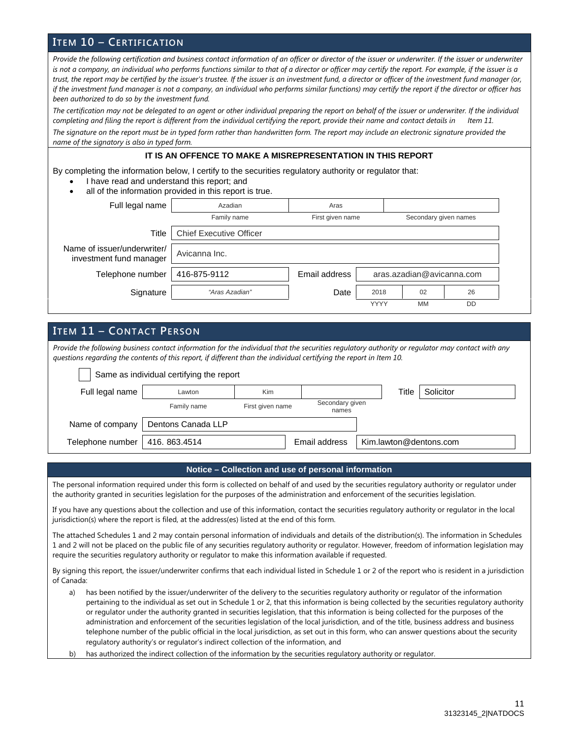## ITEM 10 – CERTIFICATION

*Provide the following certification and business contact information of an officer or director of the issuer or underwriter. If the issuer or underwriter is not a company, an individual who performs functions similar to that of a director or officer may certify the report. For example, if the issuer is a trust, the report may be certified by the issuer's trustee. If the issuer is an investment fund, a director or officer of the investment fund manager (or, if the investment fund manager is not a company, an individual who performs similar functions) may certify the report if the director or officer has been authorized to do so by the investment fund.*

*The certification may not be delegated to an agent or other individual preparing the report on behalf of the issuer or underwriter. If the individual completing and filing the report is different from the individual certifying the report, provide their name and contact details in Item 11.*

*The signature on the report must be in typed form rather than handwritten form. The report may include an electronic signature provided the name of the signatory is also in typed form.*

**IT IS AN OFFENCE TO MAKE A MISREPRESENTATION IN THIS REPORT**

By completing the information below, I certify to the securities regulatory authority or regulator that:

- I have read and understand this report; and
- all of the information provided in this report is true.

| | | | |
|---|---|---|---|
| Full legal name | Azadian (Family name) | Aras (First given name) | (Secondary given names) |
| Title | Chief Executive Officer | | |
| Name of issuer/underwriter/ investment fund manager | Avicanna Inc. | | |
| Telephone number | 416-875-9112 | Email address | aras.azadian@avicanna.com |
| Signature | *"Aras Azadian"* | Date | 2018 (YYYY) 02 (MM) 26 (DD) |

## ITEM 11 – CONTACT PERSON

*Provide the following business contact information for the individual that the securities regulatory authority or regulator may contact with any questions regarding the contents of this report, if different than the individual certifying the report in Item 10.*

☐ Same as individual certifying the report

| | | | | |
|---|---|---|---|---|
| Full legal name | Lawton (Family name) | Kim (First given name) | (Secondary given names) | Title: Solicitor |
| Name of company | Dentons Canada LLP | | | |
| Telephone number | 416. 863.4514 | Email address | Kim.lawton@dentons.com | |

**Notice – Collection and use of personal information**

The personal information required under this form is collected on behalf of and used by the securities regulatory authority or regulator under the authority granted in securities legislation for the purposes of the administration and enforcement of the securities legislation.

If you have any questions about the collection and use of this information, contact the securities regulatory authority or regulator in the local jurisdiction(s) where the report is filed, at the address(es) listed at the end of this form.

The attached Schedules 1 and 2 may contain personal information of individuals and details of the distribution(s). The information in Schedules 1 and 2 will not be placed on the public file of any securities regulatory authority or regulator. However, freedom of information legislation may require the securities regulatory authority or regulator to make this information available if requested.

By signing this report, the issuer/underwriter confirms that each individual listed in Schedule 1 or 2 of the report who is resident in a jurisdiction of Canada:

a) has been notified by the issuer/underwriter of the delivery to the securities regulatory authority or regulator of the information pertaining to the individual as set out in Schedule 1 or 2, that this information is being collected by the securities regulatory authority or regulator under the authority granted in securities legislation, that this information is being collected for the purposes of the administration and enforcement of the securities legislation of the local jurisdiction, and of the title, business address and business telephone number of the public official in the local jurisdiction, as set out in this form, who can answer questions about the security regulatory authority's or regulator's indirect collection of the information, and

b) has authorized the indirect collection of the information by the securities regulatory authority or regulator.

31323145_2|NATDOCS